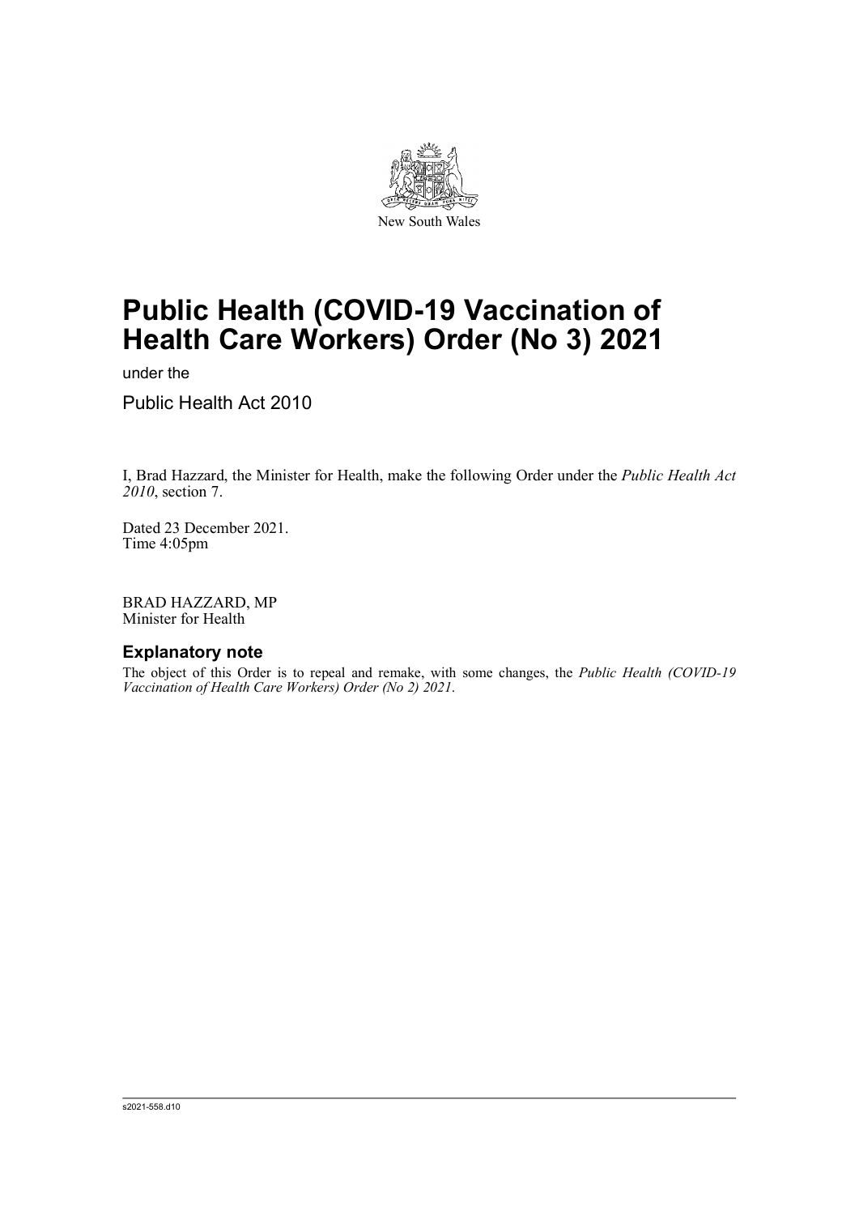New South Wales

# Public Health (COVID-19 Vaccination of Health Care Workers) Order (No 3) 2021

under the

Public Health Act 2010

I, Brad Hazzard, the Minister for Health, make the following Order under the *Public Health Act 2010*, section 7.

Dated 23 December 2021.
Time 4:05pm

BRAD HAZZARD, MP
Minister for Health

## Explanatory note

The object of this Order is to repeal and remake, with some changes, the *Public Health (COVID-19 Vaccination of Health Care Workers) Order (No 2) 2021*.

s2021-558.d10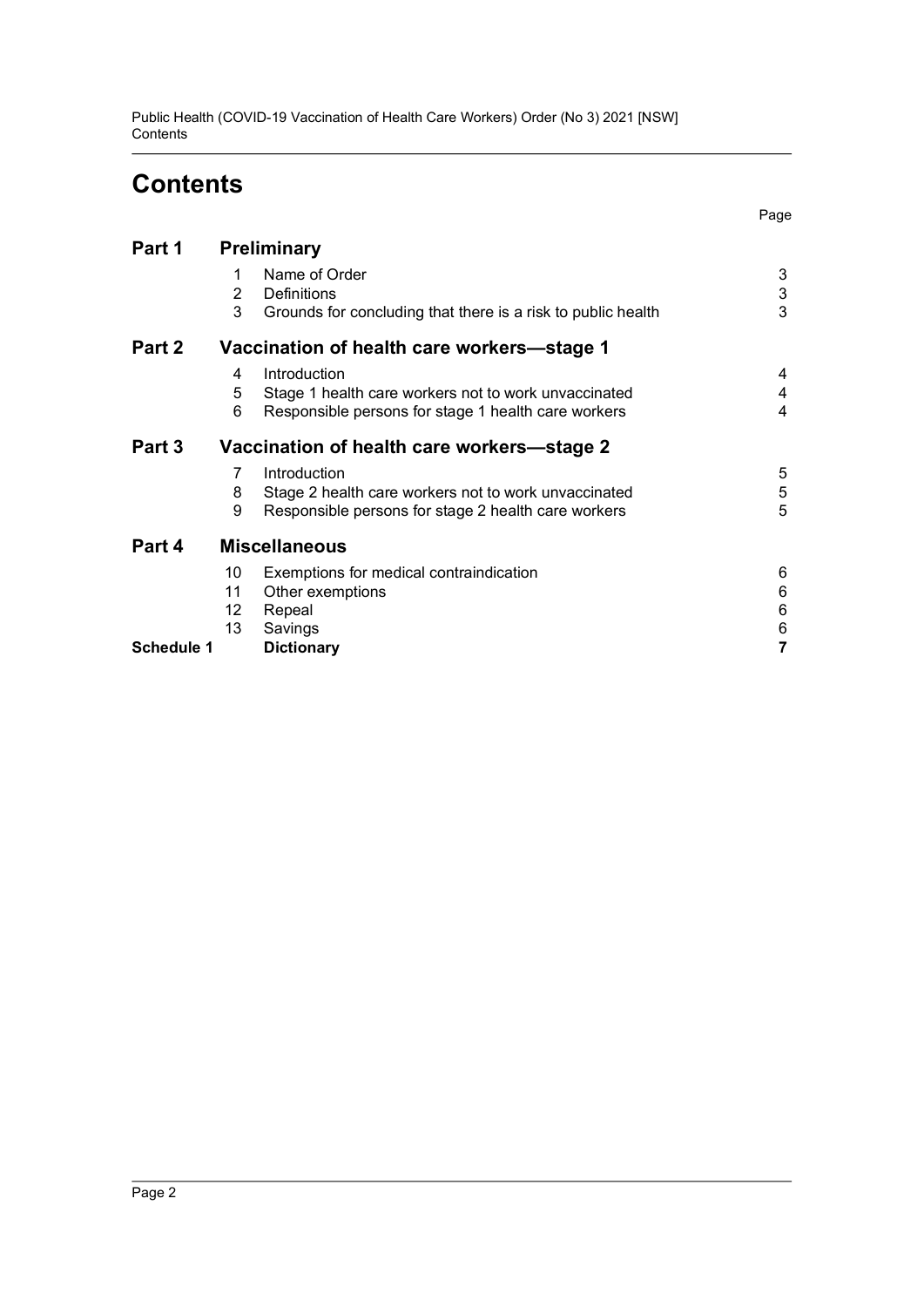# Contents

| | | | Page |
|---|---|---|---|
| **Part 1** | | **Preliminary** | |
| | 1 | Name of Order | 3 |
| | 2 | Definitions | 3 |
| | 3 | Grounds for concluding that there is a risk to public health | 3 |
| **Part 2** | | **Vaccination of health care workers—stage 1** | |
| | 4 | Introduction | 4 |
| | 5 | Stage 1 health care workers not to work unvaccinated | 4 |
| | 6 | Responsible persons for stage 1 health care workers | 4 |
| **Part 3** | | **Vaccination of health care workers—stage 2** | |
| | 7 | Introduction | 5 |
| | 8 | Stage 2 health care workers not to work unvaccinated | 5 |
| | 9 | Responsible persons for stage 2 health care workers | 5 |
| **Part 4** | | **Miscellaneous** | |
| | 10 | Exemptions for medical contraindication | 6 |
| | 11 | Other exemptions | 6 |
| | 12 | Repeal | 6 |
| | 13 | Savings | 6 |
| **Schedule 1** | | **Dictionary** | **7** |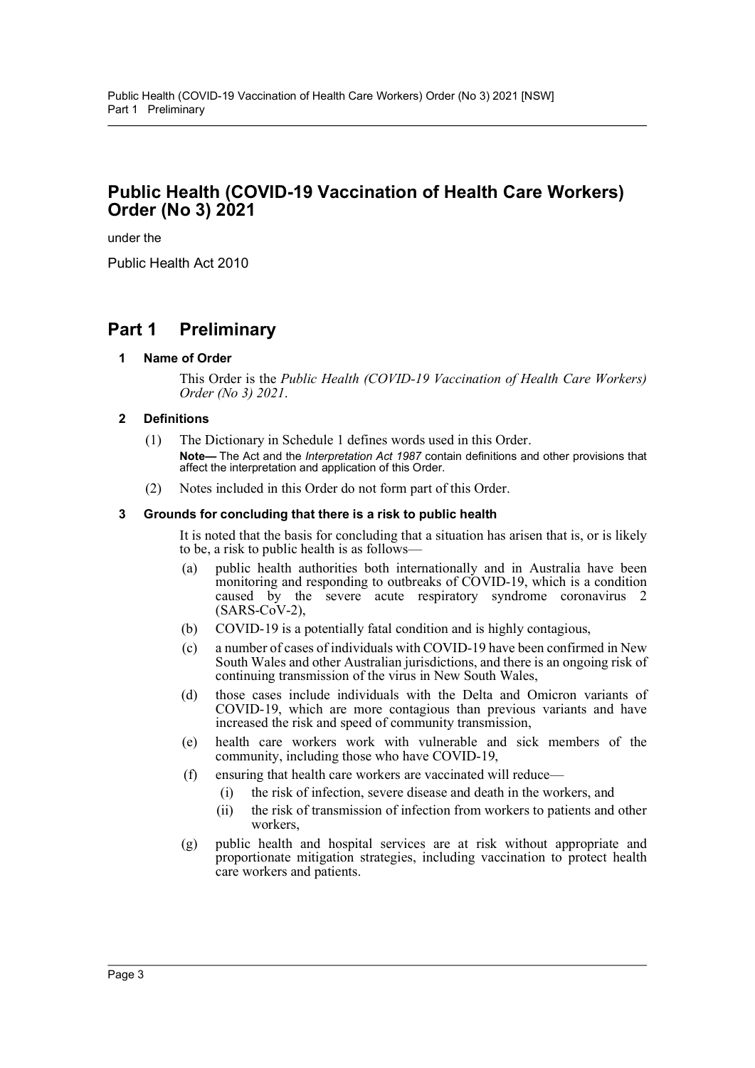# Public Health (COVID-19 Vaccination of Health Care Workers) Order (No 3) 2021

under the

Public Health Act 2010

## Part 1 Preliminary

### 1 Name of Order

This Order is the *Public Health (COVID-19 Vaccination of Health Care Workers) Order (No 3) 2021*.

### 2 Definitions

(1) The Dictionary in Schedule 1 defines words used in this Order.

**Note—** The Act and the *Interpretation Act 1987* contain definitions and other provisions that affect the interpretation and application of this Order.

(2) Notes included in this Order do not form part of this Order.

### 3 Grounds for concluding that there is a risk to public health

It is noted that the basis for concluding that a situation has arisen that is, or is likely to be, a risk to public health is as follows—

(a) public health authorities both internationally and in Australia have been monitoring and responding to outbreaks of COVID-19, which is a condition caused by the severe acute respiratory syndrome coronavirus 2 (SARS-CoV-2),

(b) COVID-19 is a potentially fatal condition and is highly contagious,

(c) a number of cases of individuals with COVID-19 have been confirmed in New South Wales and other Australian jurisdictions, and there is an ongoing risk of continuing transmission of the virus in New South Wales,

(d) those cases include individuals with the Delta and Omicron variants of COVID-19, which are more contagious than previous variants and have increased the risk and speed of community transmission,

(e) health care workers work with vulnerable and sick members of the community, including those who have COVID-19,

(f) ensuring that health care workers are vaccinated will reduce—

  (i) the risk of infection, severe disease and death in the workers, and

  (ii) the risk of transmission of infection from workers to patients and other workers,

(g) public health and hospital services are at risk without appropriate and proportionate mitigation strategies, including vaccination to protect health care workers and patients.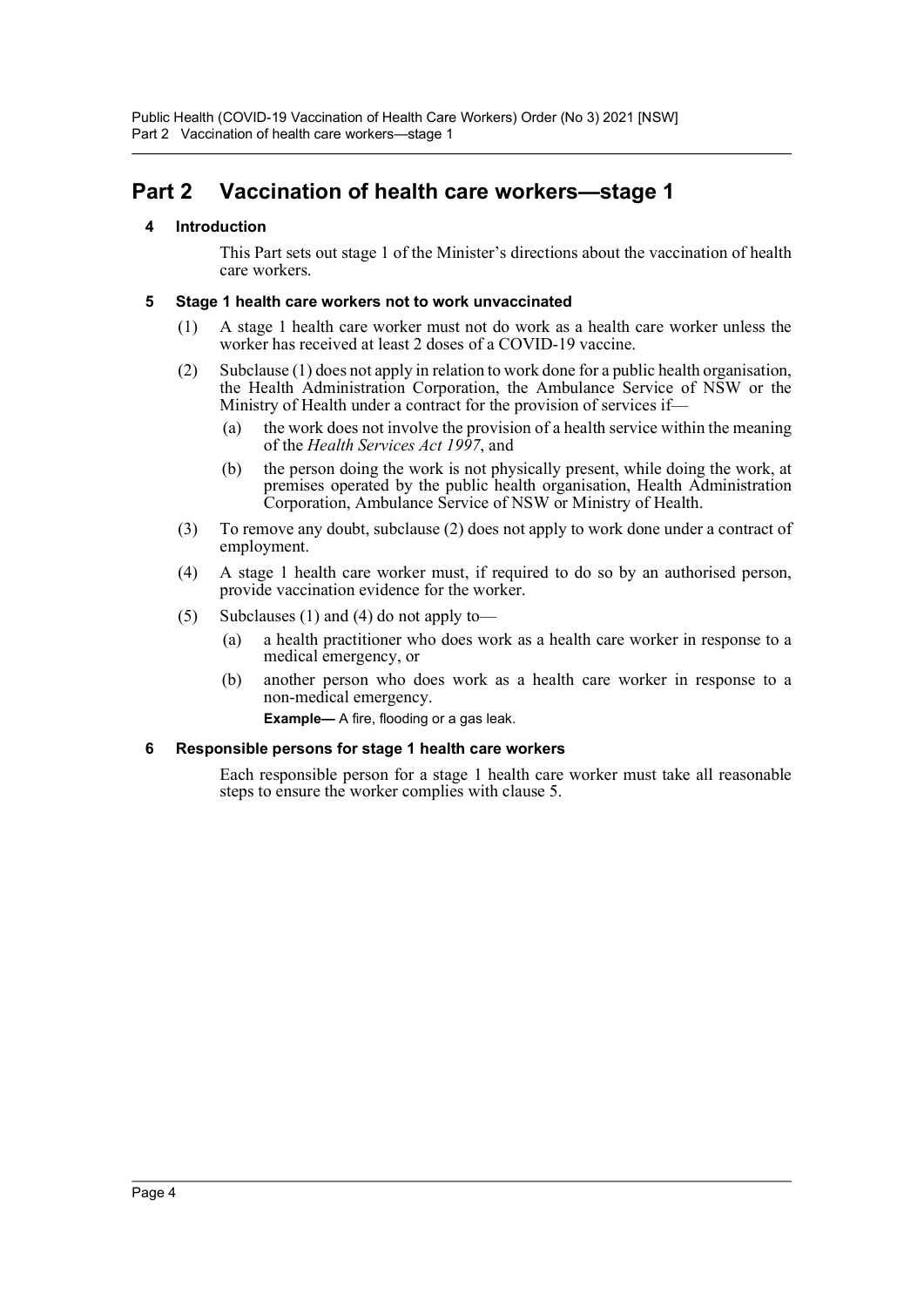# Part 2 Vaccination of health care workers—stage 1

### 4 Introduction

This Part sets out stage 1 of the Minister's directions about the vaccination of health care workers.

### 5 Stage 1 health care workers not to work unvaccinated

(1) A stage 1 health care worker must not do work as a health care worker unless the worker has received at least 2 doses of a COVID-19 vaccine.

(2) Subclause (1) does not apply in relation to work done for a public health organisation, the Health Administration Corporation, the Ambulance Service of NSW or the Ministry of Health under a contract for the provision of services if—

- (a) the work does not involve the provision of a health service within the meaning of the *Health Services Act 1997*, and
- (b) the person doing the work is not physically present, while doing the work, at premises operated by the public health organisation, Health Administration Corporation, Ambulance Service of NSW or Ministry of Health.

(3) To remove any doubt, subclause (2) does not apply to work done under a contract of employment.

(4) A stage 1 health care worker must, if required to do so by an authorised person, provide vaccination evidence for the worker.

(5) Subclauses (1) and (4) do not apply to—

- (a) a health practitioner who does work as a health care worker in response to a medical emergency, or
- (b) another person who does work as a health care worker in response to a non-medical emergency.

  **Example—** A fire, flooding or a gas leak.

### 6 Responsible persons for stage 1 health care workers

Each responsible person for a stage 1 health care worker must take all reasonable steps to ensure the worker complies with clause 5.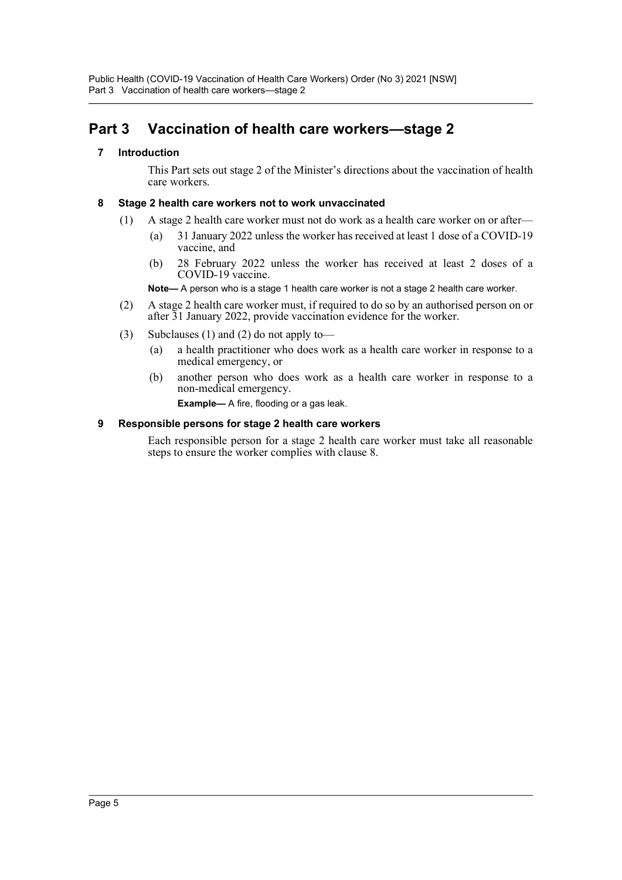## Part 3 Vaccination of health care workers—stage 2

### 7 Introduction

This Part sets out stage 2 of the Minister's directions about the vaccination of health care workers.

### 8 Stage 2 health care workers not to work unvaccinated

(1) A stage 2 health care worker must not do work as a health care worker on or after—

(a) 31 January 2022 unless the worker has received at least 1 dose of a COVID-19 vaccine, and

(b) 28 February 2022 unless the worker has received at least 2 doses of a COVID-19 vaccine.

**Note—** A person who is a stage 1 health care worker is not a stage 2 health care worker.

(2) A stage 2 health care worker must, if required to do so by an authorised person on or after 31 January 2022, provide vaccination evidence for the worker.

(3) Subclauses (1) and (2) do not apply to—

(a) a health practitioner who does work as a health care worker in response to a medical emergency, or

(b) another person who does work as a health care worker in response to a non-medical emergency.

**Example—** A fire, flooding or a gas leak.

### 9 Responsible persons for stage 2 health care workers

Each responsible person for a stage 2 health care worker must take all reasonable steps to ensure the worker complies with clause 8.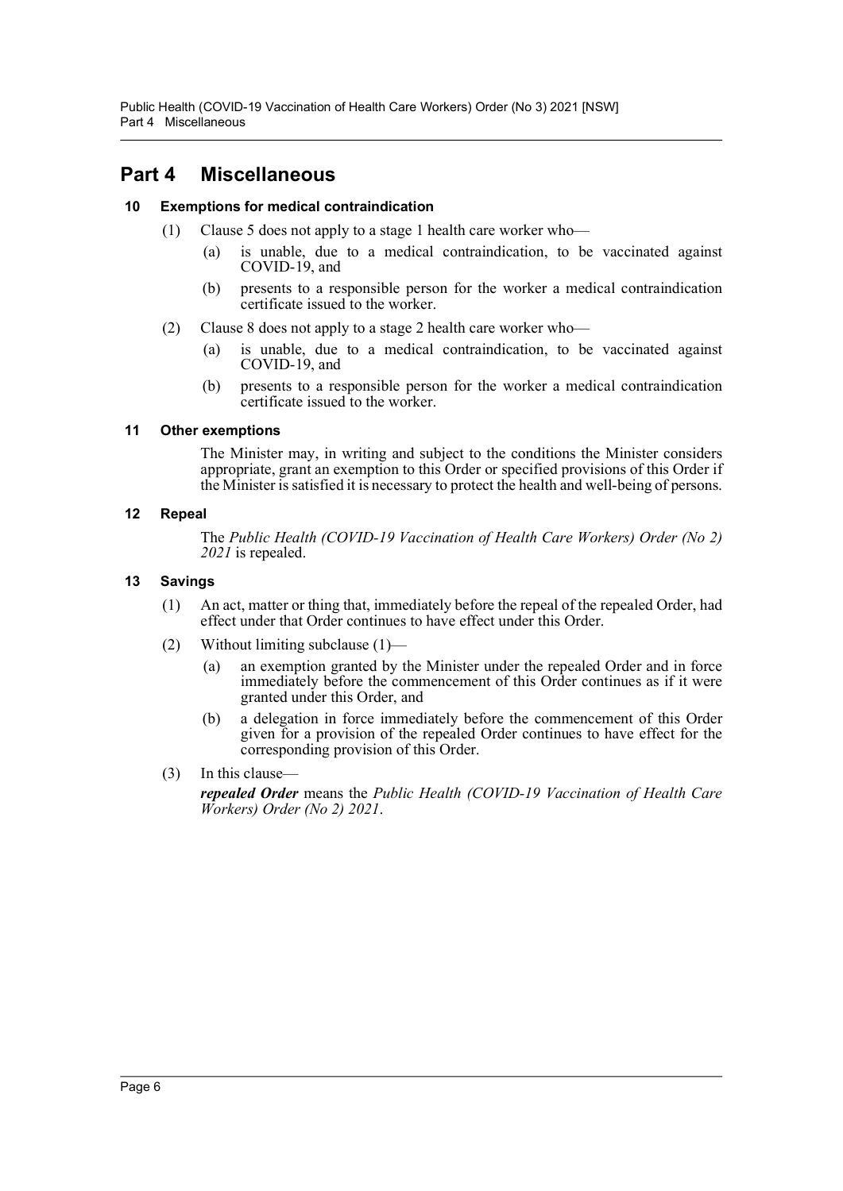# Part 4 Miscellaneous

### 10 Exemptions for medical contraindication

(1) Clause 5 does not apply to a stage 1 health care worker who—

(a) is unable, due to a medical contraindication, to be vaccinated against COVID-19, and

(b) presents to a responsible person for the worker a medical contraindication certificate issued to the worker.

(2) Clause 8 does not apply to a stage 2 health care worker who—

(a) is unable, due to a medical contraindication, to be vaccinated against COVID-19, and

(b) presents to a responsible person for the worker a medical contraindication certificate issued to the worker.

### 11 Other exemptions

The Minister may, in writing and subject to the conditions the Minister considers appropriate, grant an exemption to this Order or specified provisions of this Order if the Minister is satisfied it is necessary to protect the health and well-being of persons.

### 12 Repeal

The *Public Health (COVID-19 Vaccination of Health Care Workers) Order (No 2) 2021* is repealed.

### 13 Savings

(1) An act, matter or thing that, immediately before the repeal of the repealed Order, had effect under that Order continues to have effect under this Order.

(2) Without limiting subclause (1)—

(a) an exemption granted by the Minister under the repealed Order and in force immediately before the commencement of this Order continues as if it were granted under this Order, and

(b) a delegation in force immediately before the commencement of this Order given for a provision of the repealed Order continues to have effect for the corresponding provision of this Order.

(3) In this clause—

***repealed Order*** means the *Public Health (COVID-19 Vaccination of Health Care Workers) Order (No 2) 2021*.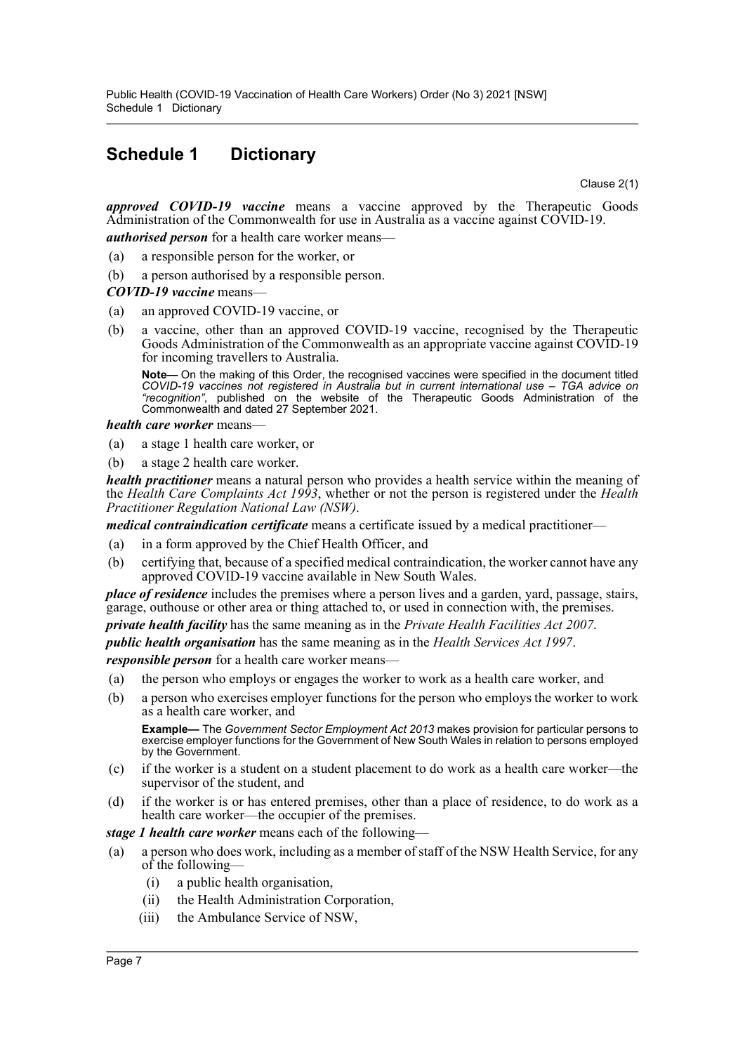# Schedule 1 Dictionary

Clause 2(1)

***approved COVID-19 vaccine*** means a vaccine approved by the Therapeutic Goods Administration of the Commonwealth for use in Australia as a vaccine against COVID-19.

***authorised person*** for a health care worker means—

(a) a responsible person for the worker, or

(b) a person authorised by a responsible person.

***COVID-19 vaccine*** means—

(a) an approved COVID-19 vaccine, or

(b) a vaccine, other than an approved COVID-19 vaccine, recognised by the Therapeutic Goods Administration of the Commonwealth as an appropriate vaccine against COVID-19 for incoming travellers to Australia.

**Note—** On the making of this Order, the recognised vaccines were specified in the document titled *COVID-19 vaccines not registered in Australia but in current international use – TGA advice on "recognition"*, published on the website of the Therapeutic Goods Administration of the Commonwealth and dated 27 September 2021.

***health care worker*** means—

(a) a stage 1 health care worker, or

(b) a stage 2 health care worker.

***health practitioner*** means a natural person who provides a health service within the meaning of the *Health Care Complaints Act 1993*, whether or not the person is registered under the *Health Practitioner Regulation National Law (NSW)*.

***medical contraindication certificate*** means a certificate issued by a medical practitioner—

(a) in a form approved by the Chief Health Officer, and

(b) certifying that, because of a specified medical contraindication, the worker cannot have any approved COVID-19 vaccine available in New South Wales.

***place of residence*** includes the premises where a person lives and a garden, yard, passage, stairs, garage, outhouse or other area or thing attached to, or used in connection with, the premises.

***private health facility*** has the same meaning as in the *Private Health Facilities Act 2007*.

***public health organisation*** has the same meaning as in the *Health Services Act 1997*.

***responsible person*** for a health care worker means—

(a) the person who employs or engages the worker to work as a health care worker, and

(b) a person who exercises employer functions for the person who employs the worker to work as a health care worker, and

**Example—** The *Government Sector Employment Act 2013* makes provision for particular persons to exercise employer functions for the Government of New South Wales in relation to persons employed by the Government.

(c) if the worker is a student on a student placement to do work as a health care worker—the supervisor of the student, and

(d) if the worker is or has entered premises, other than a place of residence, to do work as a health care worker—the occupier of the premises.

***stage 1 health care worker*** means each of the following—

(a) a person who does work, including as a member of staff of the NSW Health Service, for any of the following—

(i) a public health organisation,

(ii) the Health Administration Corporation,

(iii) the Ambulance Service of NSW,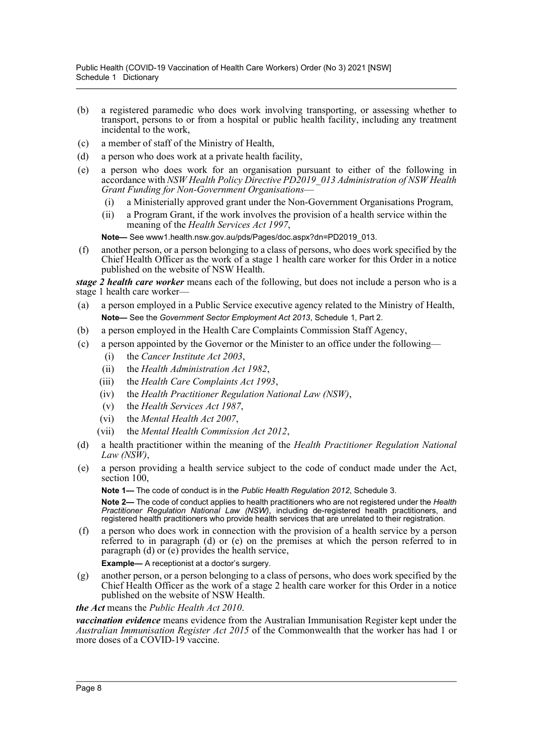(b) a registered paramedic who does work involving transporting, or assessing whether to transport, persons to or from a hospital or public health facility, including any treatment incidental to the work,

(c) a member of staff of the Ministry of Health,

(d) a person who does work at a private health facility,

(e) a person who does work for an organisation pursuant to either of the following in accordance with *NSW Health Policy Directive PD2019_013 Administration of NSW Health Grant Funding for Non-Government Organisations*—

  (i) a Ministerially approved grant under the Non-Government Organisations Program,

  (ii) a Program Grant, if the work involves the provision of a health service within the meaning of the *Health Services Act 1997*,

  **Note—** See www1.health.nsw.gov.au/pds/Pages/doc.aspx?dn=PD2019_013.

(f) another person, or a person belonging to a class of persons, who does work specified by the Chief Health Officer as the work of a stage 1 health care worker for this Order in a notice published on the website of NSW Health.

***stage 2 health care worker*** means each of the following, but does not include a person who is a stage 1 health care worker—

(a) a person employed in a Public Service executive agency related to the Ministry of Health,

  **Note—** See the *Government Sector Employment Act 2013*, Schedule 1, Part 2.

(b) a person employed in the Health Care Complaints Commission Staff Agency,

(c) a person appointed by the Governor or the Minister to an office under the following—

  (i) the *Cancer Institute Act 2003*,

  (ii) the *Health Administration Act 1982*,

  (iii) the *Health Care Complaints Act 1993*,

  (iv) the *Health Practitioner Regulation National Law (NSW)*,

  (v) the *Health Services Act 1987*,

  (vi) the *Mental Health Act 2007*,

  (vii) the *Mental Health Commission Act 2012*,

(d) a health practitioner within the meaning of the *Health Practitioner Regulation National Law (NSW)*,

(e) a person providing a health service subject to the code of conduct made under the Act, section 100,

  **Note 1—** The code of conduct is in the *Public Health Regulation 2012*, Schedule 3.

  **Note 2—** The code of conduct applies to health practitioners who are not registered under the *Health Practitioner Regulation National Law (NSW)*, including de-registered health practitioners, and registered health practitioners who provide health services that are unrelated to their registration.

(f) a person who does work in connection with the provision of a health service by a person referred to in paragraph (d) or (e) on the premises at which the person referred to in paragraph (d) or (e) provides the health service,

  **Example—** A receptionist at a doctor's surgery.

(g) another person, or a person belonging to a class of persons, who does work specified by the Chief Health Officer as the work of a stage 2 health care worker for this Order in a notice published on the website of NSW Health.

***the Act*** means the *Public Health Act 2010*.

***vaccination evidence*** means evidence from the Australian Immunisation Register kept under the *Australian Immunisation Register Act 2015* of the Commonwealth that the worker has had 1 or more doses of a COVID-19 vaccine.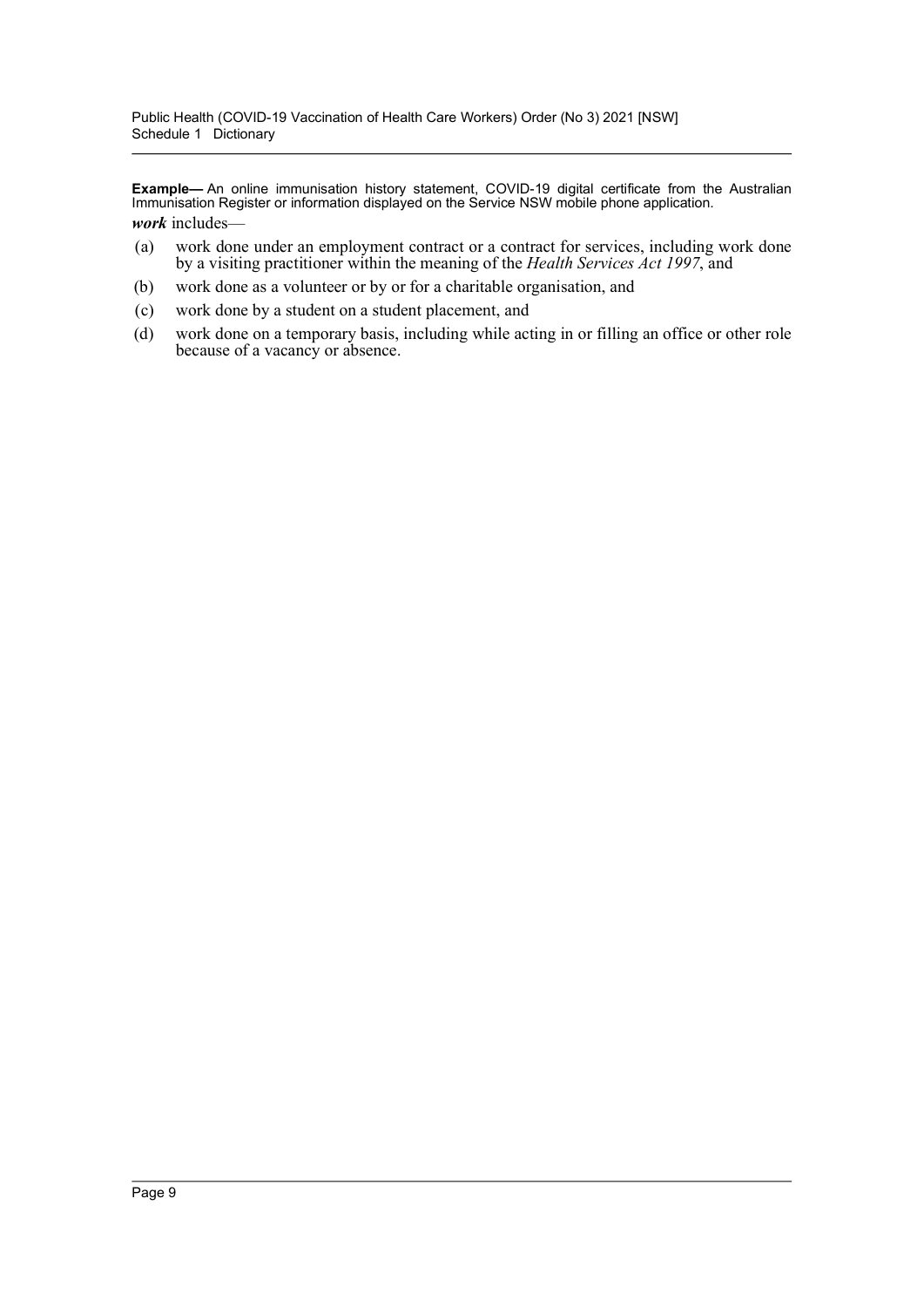**Example—** An online immunisation history statement, COVID-19 digital certificate from the Australian Immunisation Register or information displayed on the Service NSW mobile phone application.

***work*** includes—

(a) work done under an employment contract or a contract for services, including work done by a visiting practitioner within the meaning of the *Health Services Act 1997*, and

(b) work done as a volunteer or by or for a charitable organisation, and

(c) work done by a student on a student placement, and

(d) work done on a temporary basis, including while acting in or filling an office or other role because of a vacancy or absence.